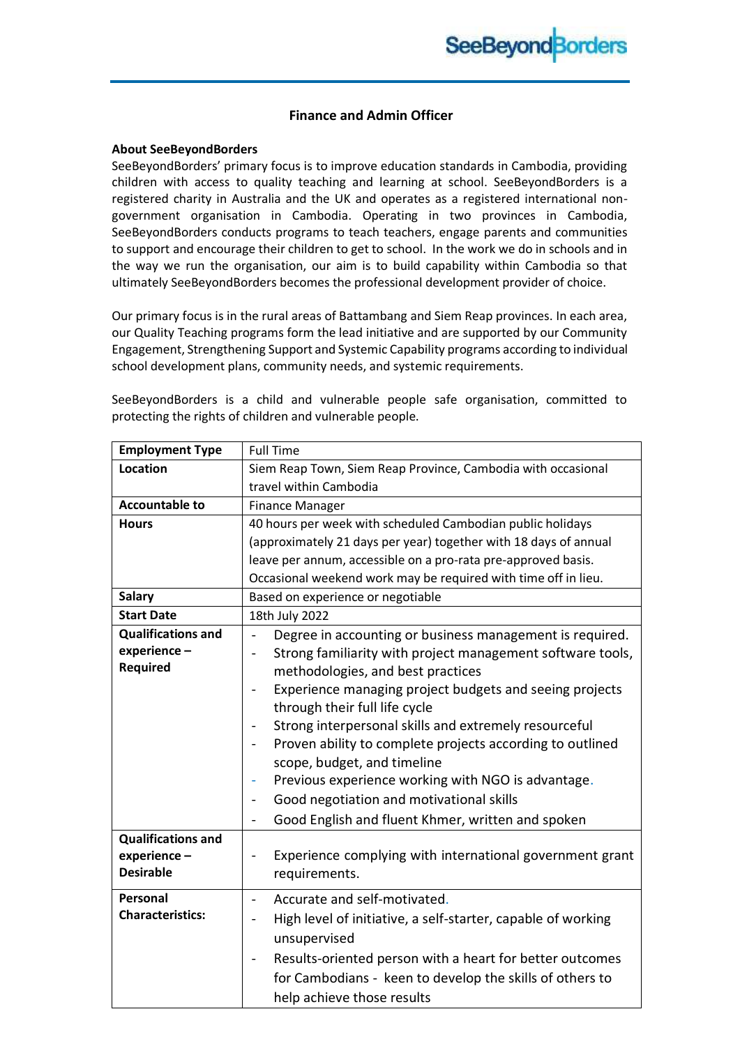# Finance and Admin Officer

**About SeeBeyondBorders**

SeeBeyondBorders' primary focus is to improve education standards in Cambodia, providing children with access to quality teaching and learning at school. SeeBeyondBorders is a registered charity in Australia and the UK and operates as a registered international non-government organisation in Cambodia. Operating in two provinces in Cambodia, SeeBeyondBorders conducts programs to teach teachers, engage parents and communities to support and encourage their children to get to school. In the work we do in schools and in the way we run the organisation, our aim is to build capability within Cambodia so that ultimately SeeBeyondBorders becomes the professional development provider of choice.

Our primary focus is in the rural areas of Battambang and Siem Reap provinces. In each area, our Quality Teaching programs form the lead initiative and are supported by our Community Engagement, Strengthening Support and Systemic Capability programs according to individual school development plans, community needs, and systemic requirements.

SeeBeyondBorders is a child and vulnerable people safe organisation, committed to protecting the rights of children and vulnerable people.

| | |
|---|---|
| **Employment Type** | Full Time |
| **Location** | Siem Reap Town, Siem Reap Province, Cambodia with occasional travel within Cambodia |
| **Accountable to** | Finance Manager |
| **Hours** | 40 hours per week with scheduled Cambodian public holidays (approximately 21 days per year) together with 18 days of annual leave per annum, accessible on a pro-rata pre-approved basis. Occasional weekend work may be required with time off in lieu. |
| **Salary** | Based on experience or negotiable |
| **Start Date** | 18th July 2022 |
| **Qualifications and experience – Required** | - Degree in accounting or business management is required.<br>- Strong familiarity with project management software tools, methodologies, and best practices<br>- Experience managing project budgets and seeing projects through their full life cycle<br>- Strong interpersonal skills and extremely resourceful<br>- Proven ability to complete projects according to outlined scope, budget, and timeline<br>- Previous experience working with NGO is advantage.<br>- Good negotiation and motivational skills<br>- Good English and fluent Khmer, written and spoken |
| **Qualifications and experience – Desirable** | - Experience complying with international government grant requirements. |
| **Personal Characteristics:** | - Accurate and self-motivated.<br>- High level of initiative, a self-starter, capable of working unsupervised<br>- Results-oriented person with a heart for better outcomes for Cambodians - keen to develop the skills of others to help achieve those results |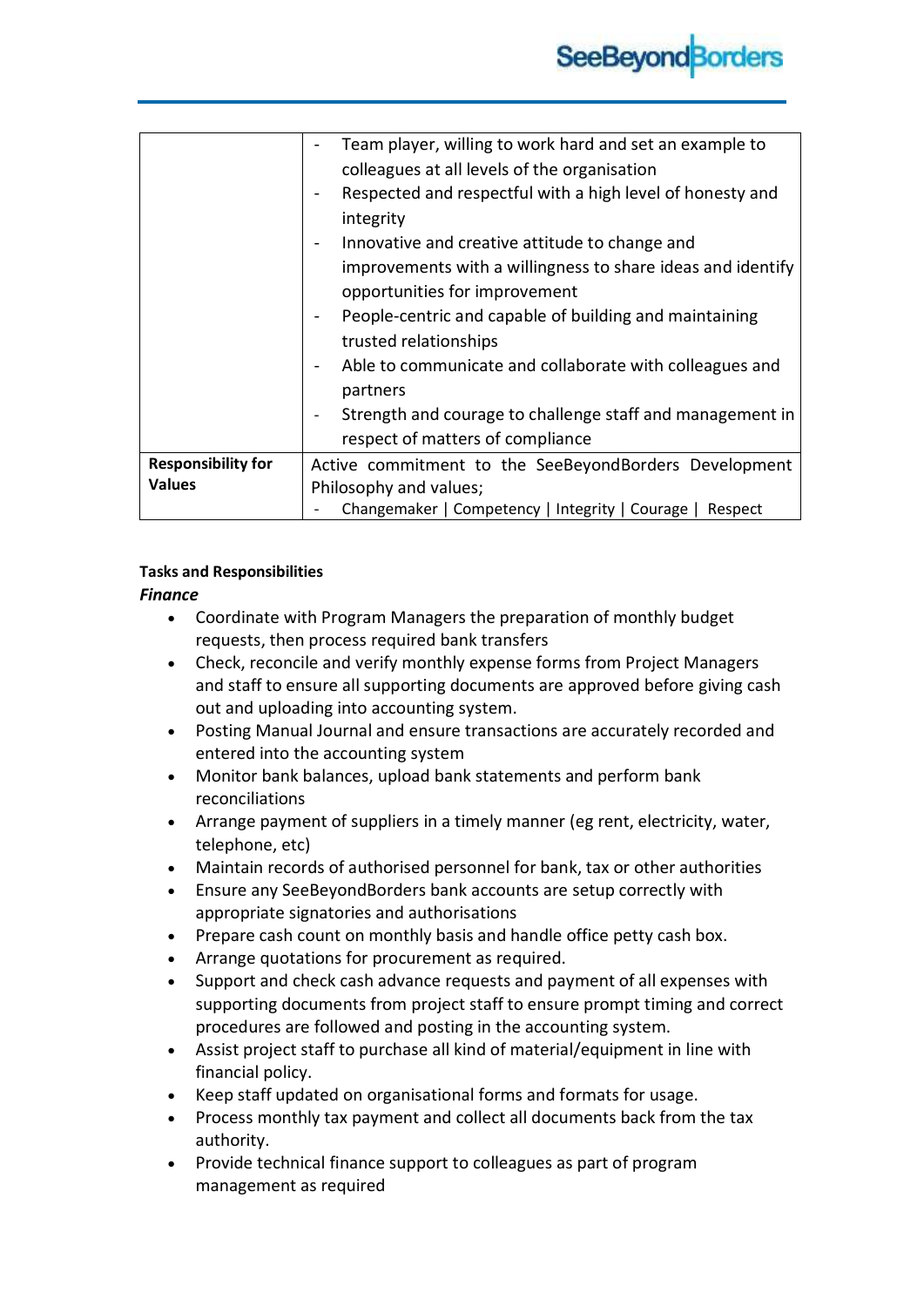| | |
|---|---|
| | - Team player, willing to work hard and set an example to colleagues at all levels of the organisation<br>- Respected and respectful with a high level of honesty and integrity<br>- Innovative and creative attitude to change and improvements with a willingness to share ideas and identify opportunities for improvement<br>- People-centric and capable of building and maintaining trusted relationships<br>- Able to communicate and collaborate with colleagues and partners<br>- Strength and courage to challenge staff and management in respect of matters of compliance |
| **Responsibility for Values** | Active commitment to the SeeBeyondBorders Development Philosophy and values;<br>- Changemaker \| Competency \| Integrity \| Courage \| Respect |

**Tasks and Responsibilities**

***Finance***

- Coordinate with Program Managers the preparation of monthly budget requests, then process required bank transfers
- Check, reconcile and verify monthly expense forms from Project Managers and staff to ensure all supporting documents are approved before giving cash out and uploading into accounting system.
- Posting Manual Journal and ensure transactions are accurately recorded and entered into the accounting system
- Monitor bank balances, upload bank statements and perform bank reconciliations
- Arrange payment of suppliers in a timely manner (eg rent, electricity, water, telephone, etc)
- Maintain records of authorised personnel for bank, tax or other authorities
- Ensure any SeeBeyondBorders bank accounts are setup correctly with appropriate signatories and authorisations
- Prepare cash count on monthly basis and handle office petty cash box.
- Arrange quotations for procurement as required.
- Support and check cash advance requests and payment of all expenses with supporting documents from project staff to ensure prompt timing and correct procedures are followed and posting in the accounting system.
- Assist project staff to purchase all kind of material/equipment in line with financial policy.
- Keep staff updated on organisational forms and formats for usage.
- Process monthly tax payment and collect all documents back from the tax authority.
- Provide technical finance support to colleagues as part of program management as required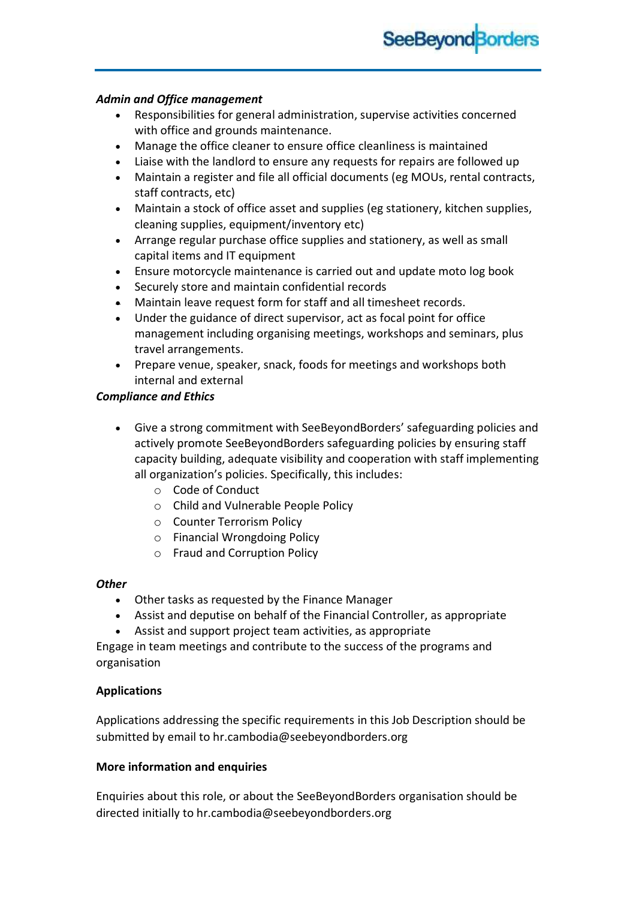***Admin and Office management***

- Responsibilities for general administration, supervise activities concerned with office and grounds maintenance.
- Manage the office cleaner to ensure office cleanliness is maintained
- Liaise with the landlord to ensure any requests for repairs are followed up
- Maintain a register and file all official documents (eg MOUs, rental contracts, staff contracts, etc)
- Maintain a stock of office asset and supplies (eg stationery, kitchen supplies, cleaning supplies, equipment/inventory etc)
- Arrange regular purchase office supplies and stationery, as well as small capital items and IT equipment
- Ensure motorcycle maintenance is carried out and update moto log book
- Securely store and maintain confidential records
- Maintain leave request form for staff and all timesheet records.
- Under the guidance of direct supervisor, act as focal point for office management including organising meetings, workshops and seminars, plus travel arrangements.
- Prepare venue, speaker, snack, foods for meetings and workshops both internal and external

***Compliance and Ethics***

- Give a strong commitment with SeeBeyondBorders' safeguarding policies and actively promote SeeBeyondBorders safeguarding policies by ensuring staff capacity building, adequate visibility and cooperation with staff implementing all organization's policies. Specifically, this includes:
    - Code of Conduct
    - Child and Vulnerable People Policy
    - Counter Terrorism Policy
    - Financial Wrongdoing Policy
    - Fraud and Corruption Policy

***Other***

- Other tasks as requested by the Finance Manager
- Assist and deputise on behalf of the Financial Controller, as appropriate
- Assist and support project team activities, as appropriate

Engage in team meetings and contribute to the success of the programs and organisation

**Applications**

Applications addressing the specific requirements in this Job Description should be submitted by email to hr.cambodia@seebeyondborders.org

**More information and enquiries**

Enquiries about this role, or about the SeeBeyondBorders organisation should be directed initially to hr.cambodia@seebeyondborders.org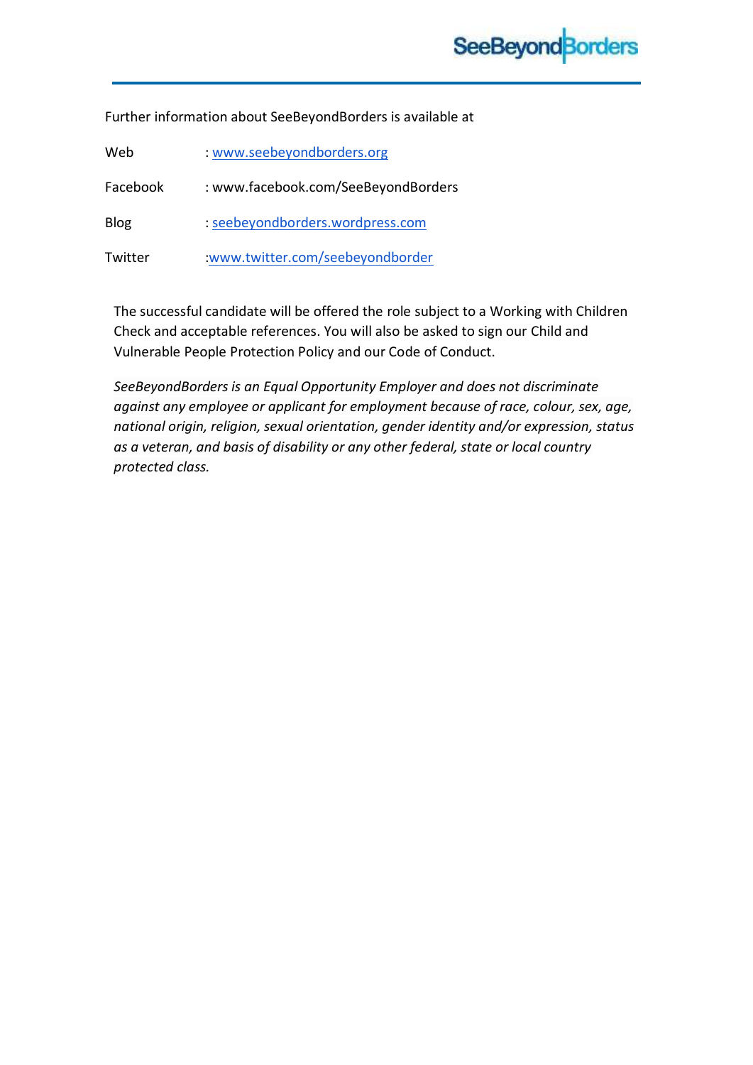Further information about SeeBeyondBorders is available at

Web : www.seebeyondborders.org

Facebook : www.facebook.com/SeeBeyondBorders

Blog : seebeyondborders.wordpress.com

Twitter :www.twitter.com/seebeyondborder

The successful candidate will be offered the role subject to a Working with Children Check and acceptable references. You will also be asked to sign our Child and Vulnerable People Protection Policy and our Code of Conduct.

*SeeBeyondBorders is an Equal Opportunity Employer and does not discriminate against any employee or applicant for employment because of race, colour, sex, age, national origin, religion, sexual orientation, gender identity and/or expression, status as a veteran, and basis of disability or any other federal, state or local country protected class.*